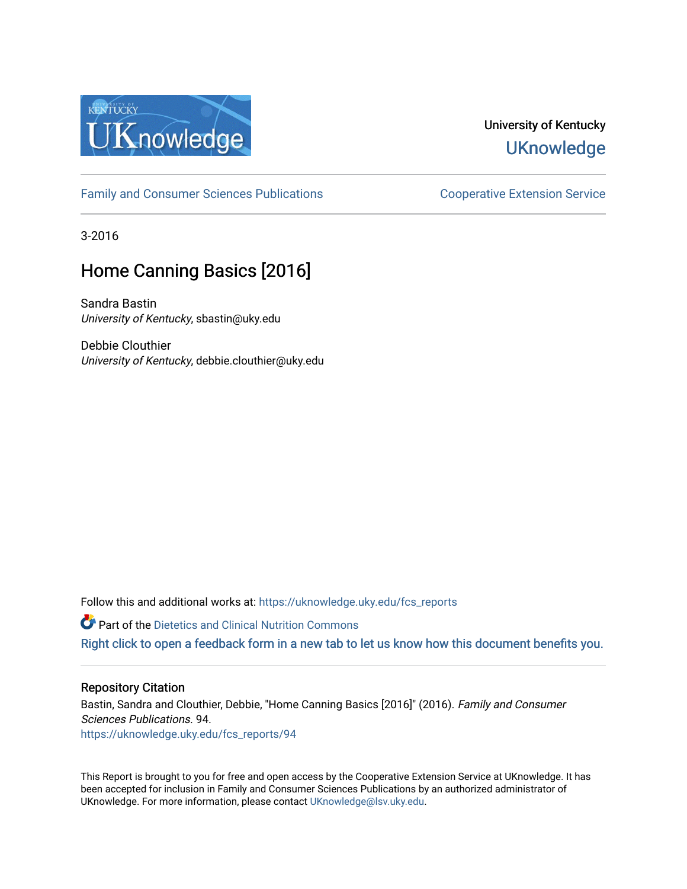University of Kentucky

UKnowledge

Family and Consumer Sciences Publications | Cooperative Extension Service

3-2016

# Home Canning Basics [2016]

Sandra Bastin
*University of Kentucky*, sbastin@uky.edu

Debbie Clouthier
*University of Kentucky*, debbie.clouthier@uky.edu

Follow this and additional works at: https://uknowledge.uky.edu/fcs_reports

Part of the Dietetics and Clinical Nutrition Commons

Right click to open a feedback form in a new tab to let us know how this document benefits you.

## Repository Citation

Bastin, Sandra and Clouthier, Debbie, "Home Canning Basics [2016]" (2016). *Family and Consumer Sciences Publications*. 94.
https://uknowledge.uky.edu/fcs_reports/94

This Report is brought to you for free and open access by the Cooperative Extension Service at UKnowledge. It has been accepted for inclusion in Family and Consumer Sciences Publications by an authorized administrator of UKnowledge. For more information, please contact UKnowledge@lsv.uky.edu.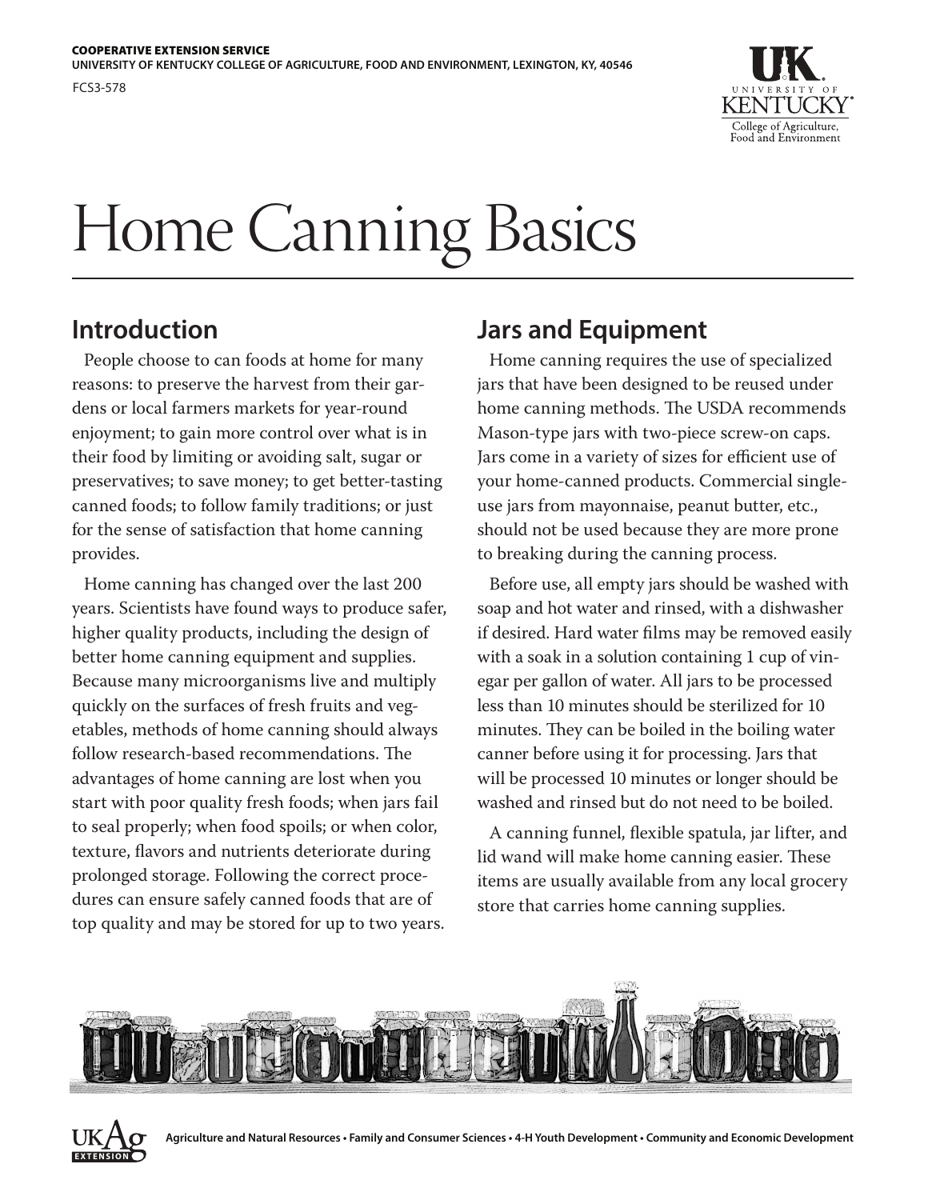COOPERATIVE EXTENSION SERVICE
UNIVERSITY OF KENTUCKY COLLEGE OF AGRICULTURE, FOOD AND ENVIRONMENT, LEXINGTON, KY, 40546

FCS3-578

# Home Canning Basics

## Introduction

People choose to can foods at home for many reasons: to preserve the harvest from their gardens or local farmers markets for year-round enjoyment; to gain more control over what is in their food by limiting or avoiding salt, sugar or preservatives; to save money; to get better-tasting canned foods; to follow family traditions; or just for the sense of satisfaction that home canning provides.

Home canning has changed over the last 200 years. Scientists have found ways to produce safer, higher quality products, including the design of better home canning equipment and supplies. Because many microorganisms live and multiply quickly on the surfaces of fresh fruits and vegetables, methods of home canning should always follow research-based recommendations. The advantages of home canning are lost when you start with poor quality fresh foods; when jars fail to seal properly; when food spoils; or when color, texture, flavors and nutrients deteriorate during prolonged storage. Following the correct procedures can ensure safely canned foods that are of top quality and may be stored for up to two years.

## Jars and Equipment

Home canning requires the use of specialized jars that have been designed to be reused under home canning methods. The USDA recommends Mason-type jars with two-piece screw-on caps. Jars come in a variety of sizes for efficient use of your home-canned products. Commercial single-use jars from mayonnaise, peanut butter, etc., should not be used because they are more prone to breaking during the canning process.

Before use, all empty jars should be washed with soap and hot water and rinsed, with a dishwasher if desired. Hard water films may be removed easily with a soak in a solution containing 1 cup of vinegar per gallon of water. All jars to be processed less than 10 minutes should be sterilized for 10 minutes. They can be boiled in the boiling water canner before using it for processing. Jars that will be processed 10 minutes or longer should be washed and rinsed but do not need to be boiled.

A canning funnel, flexible spatula, jar lifter, and lid wand will make home canning easier. These items are usually available from any local grocery store that carries home canning supplies.

Agriculture and Natural Resources • Family and Consumer Sciences • 4-H Youth Development • Community and Economic Development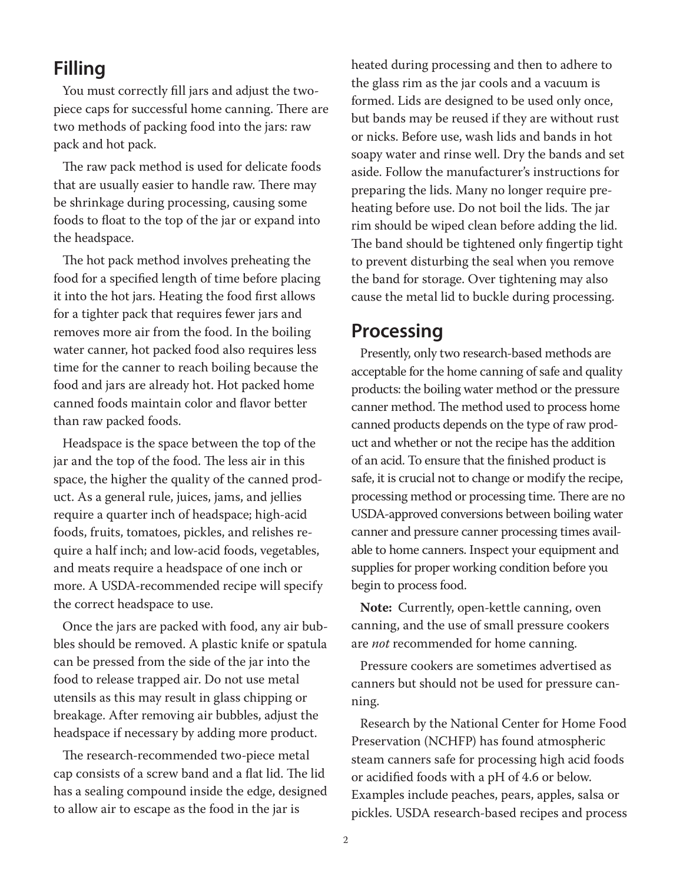## Filling

You must correctly fill jars and adjust the two-piece caps for successful home canning. There are two methods of packing food into the jars: raw pack and hot pack.

The raw pack method is used for delicate foods that are usually easier to handle raw. There may be shrinkage during processing, causing some foods to float to the top of the jar or expand into the headspace.

The hot pack method involves preheating the food for a specified length of time before placing it into the hot jars. Heating the food first allows for a tighter pack that requires fewer jars and removes more air from the food. In the boiling water canner, hot packed food also requires less time for the canner to reach boiling because the food and jars are already hot. Hot packed home canned foods maintain color and flavor better than raw packed foods.

Headspace is the space between the top of the jar and the top of the food. The less air in this space, the higher the quality of the canned product. As a general rule, juices, jams, and jellies require a quarter inch of headspace; high-acid foods, fruits, tomatoes, pickles, and relishes require a half inch; and low-acid foods, vegetables, and meats require a headspace of one inch or more. A USDA-recommended recipe will specify the correct headspace to use.

Once the jars are packed with food, any air bubbles should be removed. A plastic knife or spatula can be pressed from the side of the jar into the food to release trapped air. Do not use metal utensils as this may result in glass chipping or breakage. After removing air bubbles, adjust the headspace if necessary by adding more product.

The research-recommended two-piece metal cap consists of a screw band and a flat lid. The lid has a sealing compound inside the edge, designed to allow air to escape as the food in the jar is heated during processing and then to adhere to the glass rim as the jar cools and a vacuum is formed. Lids are designed to be used only once, but bands may be reused if they are without rust or nicks. Before use, wash lids and bands in hot soapy water and rinse well. Dry the bands and set aside. Follow the manufacturer's instructions for preparing the lids. Many no longer require preheating before use. Do not boil the lids. The jar rim should be wiped clean before adding the lid. The band should be tightened only fingertip tight to prevent disturbing the seal when you remove the band for storage. Over tightening may also cause the metal lid to buckle during processing.

## Processing

Presently, only two research-based methods are acceptable for the home canning of safe and quality products: the boiling water method or the pressure canner method. The method used to process home canned products depends on the type of raw product and whether or not the recipe has the addition of an acid. To ensure that the finished product is safe, it is crucial not to change or modify the recipe, processing method or processing time. There are no USDA-approved conversions between boiling water canner and pressure canner processing times available to home canners. Inspect your equipment and supplies for proper working condition before you begin to process food.

**Note:** Currently, open-kettle canning, oven canning, and the use of small pressure cookers are *not* recommended for home canning.

Pressure cookers are sometimes advertised as canners but should not be used for pressure canning.

Research by the National Center for Home Food Preservation (NCHFP) has found atmospheric steam canners safe for processing high acid foods or acidified foods with a pH of 4.6 or below. Examples include peaches, pears, apples, salsa or pickles. USDA research-based recipes and process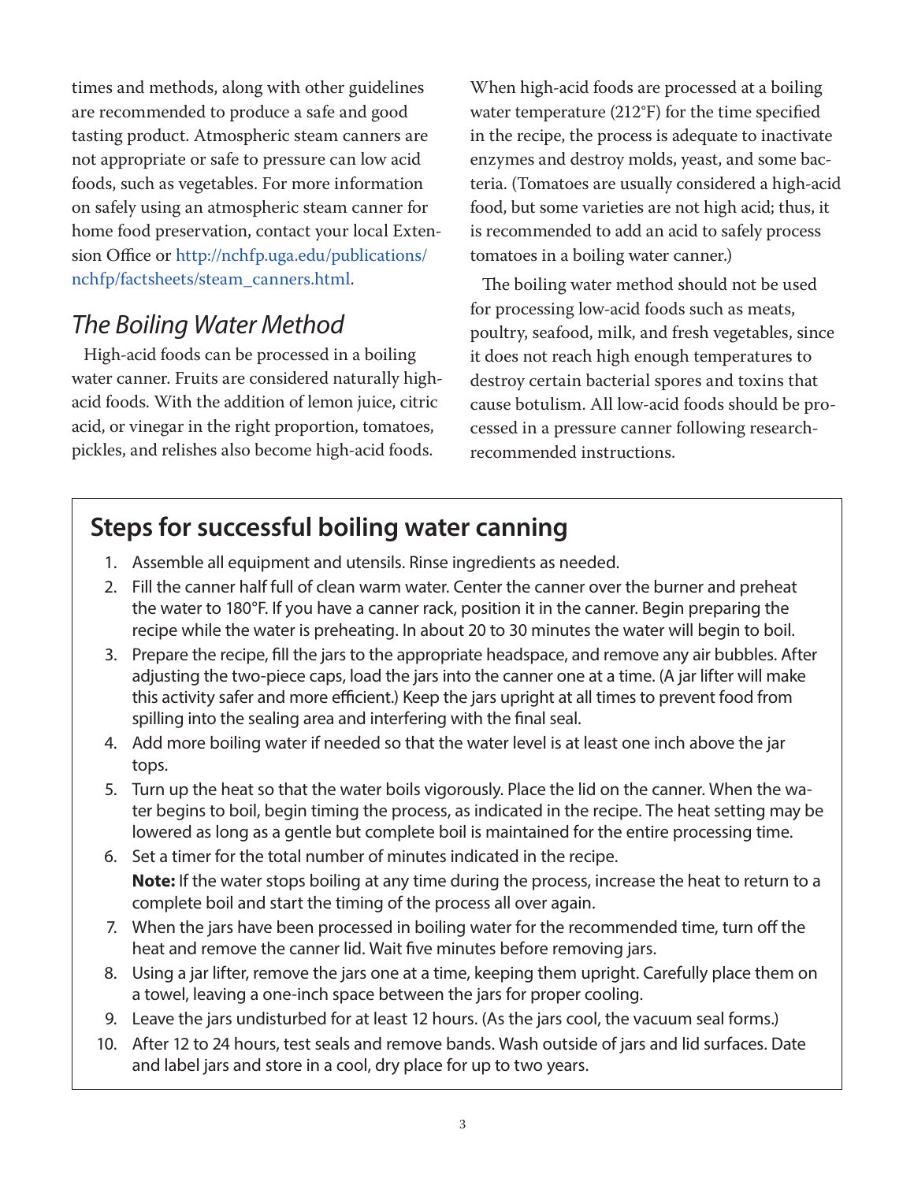times and methods, along with other guidelines are recommended to produce a safe and good tasting product. Atmospheric steam canners are not appropriate or safe to pressure can low acid foods, such as vegetables. For more information on safely using an atmospheric steam canner for home food preservation, contact your local Extension Office or http://nchfp.uga.edu/publications/nchfp/factsheets/steam_canners.html.

## *The Boiling Water Method*

High-acid foods can be processed in a boiling water canner. Fruits are considered naturally high-acid foods. With the addition of lemon juice, citric acid, or vinegar in the right proportion, tomatoes, pickles, and relishes also become high-acid foods.

When high-acid foods are processed at a boiling water temperature (212°F) for the time specified in the recipe, the process is adequate to inactivate enzymes and destroy molds, yeast, and some bacteria. (Tomatoes are usually considered a high-acid food, but some varieties are not high acid; thus, it is recommended to add an acid to safely process tomatoes in a boiling water canner.)

The boiling water method should not be used for processing low-acid foods such as meats, poultry, seafood, milk, and fresh vegetables, since it does not reach high enough temperatures to destroy certain bacterial spores and toxins that cause botulism. All low-acid foods should be processed in a pressure canner following research-recommended instructions.

### Steps for successful boiling water canning

1. Assemble all equipment and utensils. Rinse ingredients as needed.
2. Fill the canner half full of clean warm water. Center the canner over the burner and preheat the water to 180°F. If you have a canner rack, position it in the canner. Begin preparing the recipe while the water is preheating. In about 20 to 30 minutes the water will begin to boil.
3. Prepare the recipe, fill the jars to the appropriate headspace, and remove any air bubbles. After adjusting the two-piece caps, load the jars into the canner one at a time. (A jar lifter will make this activity safer and more efficient.) Keep the jars upright at all times to prevent food from spilling into the sealing area and interfering with the final seal.
4. Add more boiling water if needed so that the water level is at least one inch above the jar tops.
5. Turn up the heat so that the water boils vigorously. Place the lid on the canner. When the water begins to boil, begin timing the process, as indicated in the recipe. The heat setting may be lowered as long as a gentle but complete boil is maintained for the entire processing time.
6. Set a timer for the total number of minutes indicated in the recipe.
   **Note:** If the water stops boiling at any time during the process, increase the heat to return to a complete boil and start the timing of the process all over again.
7. When the jars have been processed in boiling water for the recommended time, turn off the heat and remove the canner lid. Wait five minutes before removing jars.
8. Using a jar lifter, remove the jars one at a time, keeping them upright. Carefully place them on a towel, leaving a one-inch space between the jars for proper cooling.
9. Leave the jars undisturbed for at least 12 hours. (As the jars cool, the vacuum seal forms.)
10. After 12 to 24 hours, test seals and remove bands. Wash outside of jars and lid surfaces. Date and label jars and store in a cool, dry place for up to two years.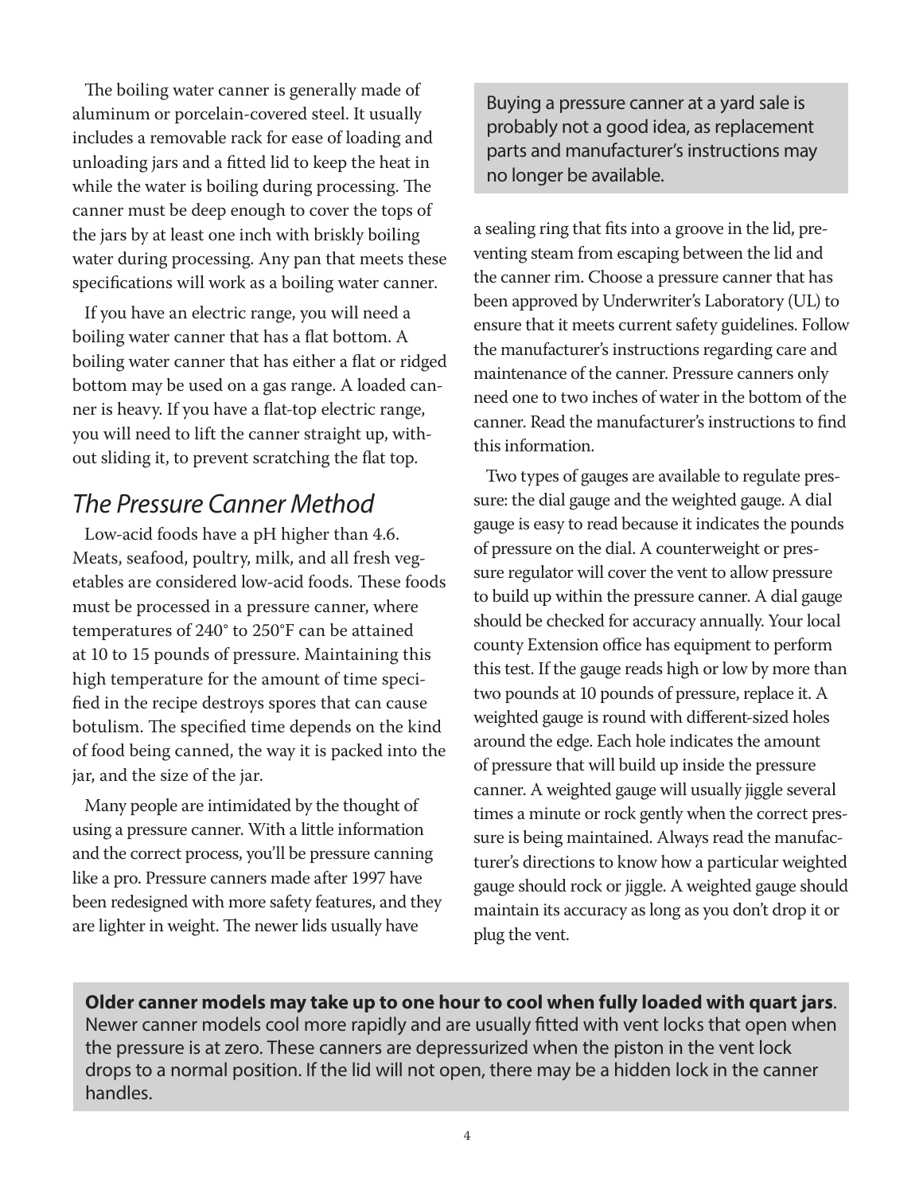The boiling water canner is generally made of aluminum or porcelain-covered steel. It usually includes a removable rack for ease of loading and unloading jars and a fitted lid to keep the heat in while the water is boiling during processing. The canner must be deep enough to cover the tops of the jars by at least one inch with briskly boiling water during processing. Any pan that meets these specifications will work as a boiling water canner.

If you have an electric range, you will need a boiling water canner that has a flat bottom. A boiling water canner that has either a flat or ridged bottom may be used on a gas range. A loaded canner is heavy. If you have a flat-top electric range, you will need to lift the canner straight up, without sliding it, to prevent scratching the flat top.

## *The Pressure Canner Method*

Low-acid foods have a pH higher than 4.6. Meats, seafood, poultry, milk, and all fresh vegetables are considered low-acid foods. These foods must be processed in a pressure canner, where temperatures of 240° to 250°F can be attained at 10 to 15 pounds of pressure. Maintaining this high temperature for the amount of time specified in the recipe destroys spores that can cause botulism. The specified time depends on the kind of food being canned, the way it is packed into the jar, and the size of the jar.

Many people are intimidated by the thought of using a pressure canner. With a little information and the correct process, you'll be pressure canning like a pro. Pressure canners made after 1997 have been redesigned with more safety features, and they are lighter in weight. The newer lids usually have a sealing ring that fits into a groove in the lid, preventing steam from escaping between the lid and the canner rim. Choose a pressure canner that has been approved by Underwriter's Laboratory (UL) to ensure that it meets current safety guidelines. Follow the manufacturer's instructions regarding care and maintenance of the canner. Pressure canners only need one to two inches of water in the bottom of the canner. Read the manufacturer's instructions to find this information.

> Buying a pressure canner at a yard sale is probably not a good idea, as replacement parts and manufacturer's instructions may no longer be available.

Two types of gauges are available to regulate pressure: the dial gauge and the weighted gauge. A dial gauge is easy to read because it indicates the pounds of pressure on the dial. A counterweight or pressure regulator will cover the vent to allow pressure to build up within the pressure canner. A dial gauge should be checked for accuracy annually. Your local county Extension office has equipment to perform this test. If the gauge reads high or low by more than two pounds at 10 pounds of pressure, replace it. A weighted gauge is round with different-sized holes around the edge. Each hole indicates the amount of pressure that will build up inside the pressure canner. A weighted gauge will usually jiggle several times a minute or rock gently when the correct pressure is being maintained. Always read the manufacturer's directions to know how a particular weighted gauge should rock or jiggle. A weighted gauge should maintain its accuracy as long as you don't drop it or plug the vent.

> **Older canner models may take up to one hour to cool when fully loaded with quart jars**. Newer canner models cool more rapidly and are usually fitted with vent locks that open when the pressure is at zero. These canners are depressurized when the piston in the vent lock drops to a normal position. If the lid will not open, there may be a hidden lock in the canner handles.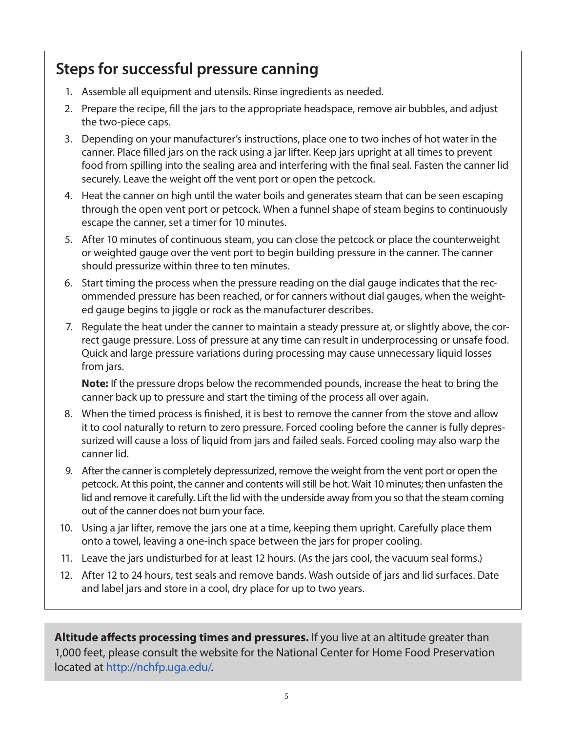## Steps for successful pressure canning

1. Assemble all equipment and utensils. Rinse ingredients as needed.
2. Prepare the recipe, fill the jars to the appropriate headspace, remove air bubbles, and adjust the two-piece caps.
3. Depending on your manufacturer's instructions, place one to two inches of hot water in the canner. Place filled jars on the rack using a jar lifter. Keep jars upright at all times to prevent food from spilling into the sealing area and interfering with the final seal. Fasten the canner lid securely. Leave the weight off the vent port or open the petcock.
4. Heat the canner on high until the water boils and generates steam that can be seen escaping through the open vent port or petcock. When a funnel shape of steam begins to continuously escape the canner, set a timer for 10 minutes.
5. After 10 minutes of continuous steam, you can close the petcock or place the counterweight or weighted gauge over the vent port to begin building pressure in the canner. The canner should pressurize within three to ten minutes.
6. Start timing the process when the pressure reading on the dial gauge indicates that the recommended pressure has been reached, or for canners without dial gauges, when the weighted gauge begins to jiggle or rock as the manufacturer describes.
7. Regulate the heat under the canner to maintain a steady pressure at, or slightly above, the correct gauge pressure. Loss of pressure at any time can result in underprocessing or unsafe food. Quick and large pressure variations during processing may cause unnecessary liquid losses from jars.

   **Note:** If the pressure drops below the recommended pounds, increase the heat to bring the canner back up to pressure and start the timing of the process all over again.
8. When the timed process is finished, it is best to remove the canner from the stove and allow it to cool naturally to return to zero pressure. Forced cooling before the canner is fully depressurized will cause a loss of liquid from jars and failed seals. Forced cooling may also warp the canner lid.
9. After the canner is completely depressurized, remove the weight from the vent port or open the petcock. At this point, the canner and contents will still be hot. Wait 10 minutes; then unfasten the lid and remove it carefully. Lift the lid with the underside away from you so that the steam coming out of the canner does not burn your face.
10. Using a jar lifter, remove the jars one at a time, keeping them upright. Carefully place them onto a towel, leaving a one-inch space between the jars for proper cooling.
11. Leave the jars undisturbed for at least 12 hours. (As the jars cool, the vacuum seal forms.)
12. After 12 to 24 hours, test seals and remove bands. Wash outside of jars and lid surfaces. Date and label jars and store in a cool, dry place for up to two years.

**Altitude affects processing times and pressures.** If you live at an altitude greater than 1,000 feet, please consult the website for the National Center for Home Food Preservation located at http://nchfp.uga.edu/.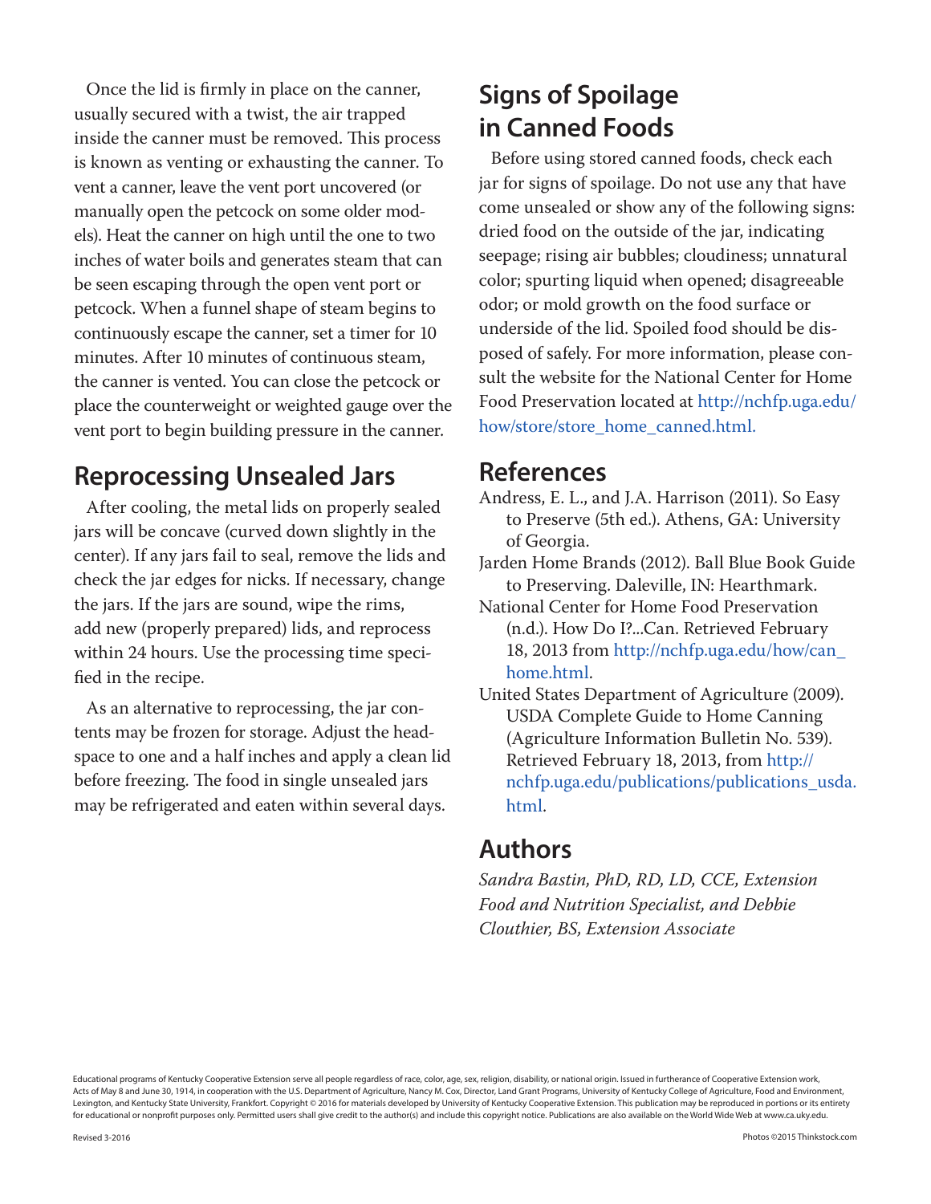Once the lid is firmly in place on the canner, usually secured with a twist, the air trapped inside the canner must be removed. This process is known as venting or exhausting the canner. To vent a canner, leave the vent port uncovered (or manually open the petcock on some older models). Heat the canner on high until the one to two inches of water boils and generates steam that can be seen escaping through the open vent port or petcock. When a funnel shape of steam begins to continuously escape the canner, set a timer for 10 minutes. After 10 minutes of continuous steam, the canner is vented. You can close the petcock or place the counterweight or weighted gauge over the vent port to begin building pressure in the canner.

## Reprocessing Unsealed Jars

After cooling, the metal lids on properly sealed jars will be concave (curved down slightly in the center). If any jars fail to seal, remove the lids and check the jar edges for nicks. If necessary, change the jars. If the jars are sound, wipe the rims, add new (properly prepared) lids, and reprocess within 24 hours. Use the processing time specified in the recipe.

As an alternative to reprocessing, the jar contents may be frozen for storage. Adjust the headspace to one and a half inches and apply a clean lid before freezing. The food in single unsealed jars may be refrigerated and eaten within several days.

## Signs of Spoilage in Canned Foods

Before using stored canned foods, check each jar for signs of spoilage. Do not use any that have come unsealed or show any of the following signs: dried food on the outside of the jar, indicating seepage; rising air bubbles; cloudiness; unnatural color; spurting liquid when opened; disagreeable odor; or mold growth on the food surface or underside of the lid. Spoiled food should be disposed of safely. For more information, please consult the website for the National Center for Home Food Preservation located at http://nchfp.uga.edu/how/store/store_home_canned.html.

## References

Andress, E. L., and J.A. Harrison (2011). So Easy to Preserve (5th ed.). Athens, GA: University of Georgia.

Jarden Home Brands (2012). Ball Blue Book Guide to Preserving. Daleville, IN: Hearthmark.

National Center for Home Food Preservation (n.d.). How Do I?...Can. Retrieved February 18, 2013 from http://nchfp.uga.edu/how/can_home.html.

United States Department of Agriculture (2009). USDA Complete Guide to Home Canning (Agriculture Information Bulletin No. 539). Retrieved February 18, 2013, from http://nchfp.uga.edu/publications/publications_usda.html.

## Authors

*Sandra Bastin, PhD, RD, LD, CCE, Extension Food and Nutrition Specialist, and Debbie Clouthier, BS, Extension Associate*

Educational programs of Kentucky Cooperative Extension serve all people regardless of race, color, age, sex, religion, disability, or national origin. Issued in furtherance of Cooperative Extension work, Acts of May 8 and June 30, 1914, in cooperation with the U.S. Department of Agriculture, Nancy M. Cox, Director, Land Grant Programs, University of Kentucky College of Agriculture, Food and Environment, Lexington, and Kentucky State University, Frankfort. Copyright © 2016 for materials developed by University of Kentucky Cooperative Extension. This publication may be reproduced in portions or its entirety for educational or nonprofit purposes only. Permitted users shall give credit to the author(s) and include this copyright notice. Publications are also available on the World Wide Web at www.ca.uky.edu.

Revised 3-2016

Photos ©2015 Thinkstock.com